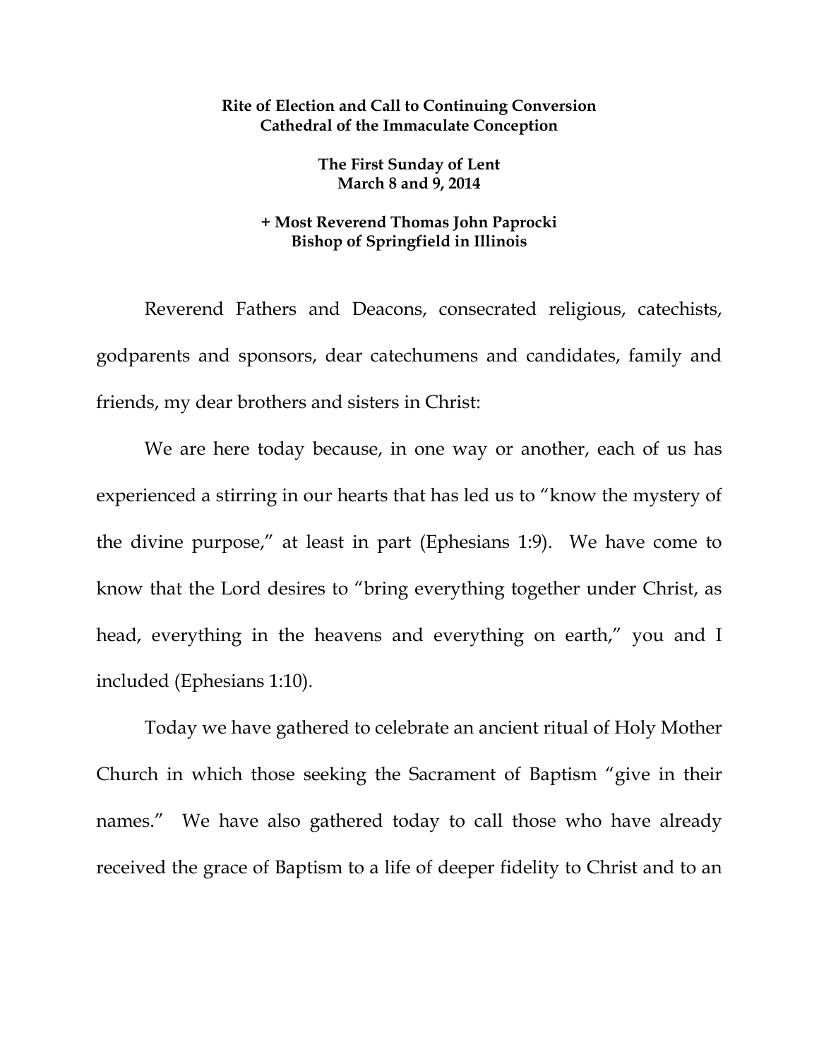**Rite of Election and Call to Continuing Conversion**
**Cathedral of the Immaculate Conception**

**The First Sunday of Lent**
**March 8 and 9, 2014**

**+ Most Reverend Thomas John Paprocki**
**Bishop of Springfield in Illinois**

Reverend Fathers and Deacons, consecrated religious, catechists, godparents and sponsors, dear catechumens and candidates, family and friends, my dear brothers and sisters in Christ:

We are here today because, in one way or another, each of us has experienced a stirring in our hearts that has led us to "know the mystery of the divine purpose," at least in part (Ephesians 1:9). We have come to know that the Lord desires to "bring everything together under Christ, as head, everything in the heavens and everything on earth," you and I included (Ephesians 1:10).

Today we have gathered to celebrate an ancient ritual of Holy Mother Church in which those seeking the Sacrament of Baptism "give in their names." We have also gathered today to call those who have already received the grace of Baptism to a life of deeper fidelity to Christ and to an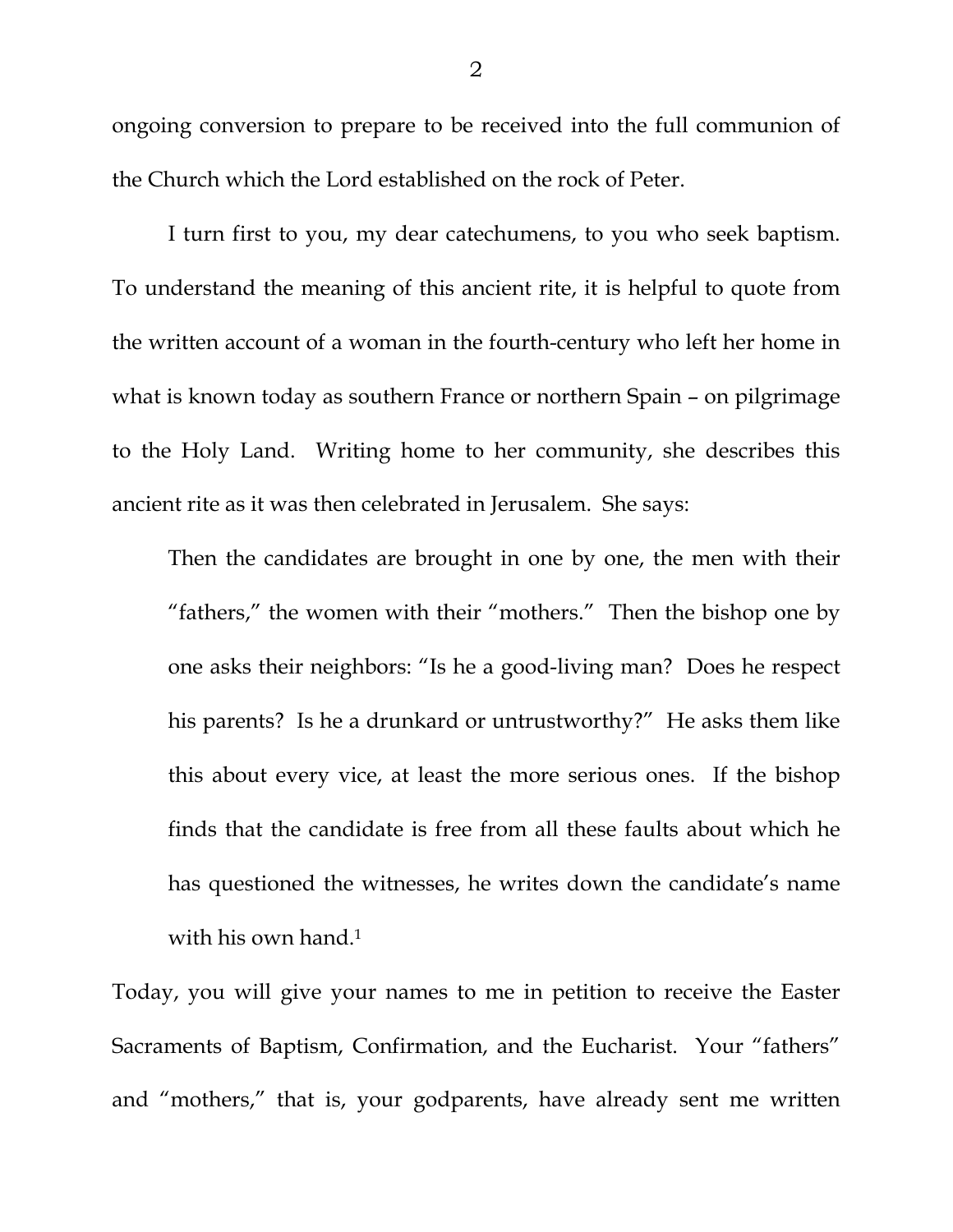ongoing conversion to prepare to be received into the full communion of the Church which the Lord established on the rock of Peter.

I turn first to you, my dear catechumens, to you who seek baptism. To understand the meaning of this ancient rite, it is helpful to quote from the written account of a woman in the fourth-century who left her home in what is known today as southern France or northern Spain – on pilgrimage to the Holy Land. Writing home to her community, she describes this ancient rite as it was then celebrated in Jerusalem. She says:

> Then the candidates are brought in one by one, the men with their "fathers," the women with their "mothers." Then the bishop one by one asks their neighbors: "Is he a good-living man? Does he respect his parents? Is he a drunkard or untrustworthy?" He asks them like this about every vice, at least the more serious ones. If the bishop finds that the candidate is free from all these faults about which he has questioned the witnesses, he writes down the candidate's name with his own hand.[1]

Today, you will give your names to me in petition to receive the Easter Sacraments of Baptism, Confirmation, and the Eucharist. Your "fathers" and "mothers," that is, your godparents, have already sent me written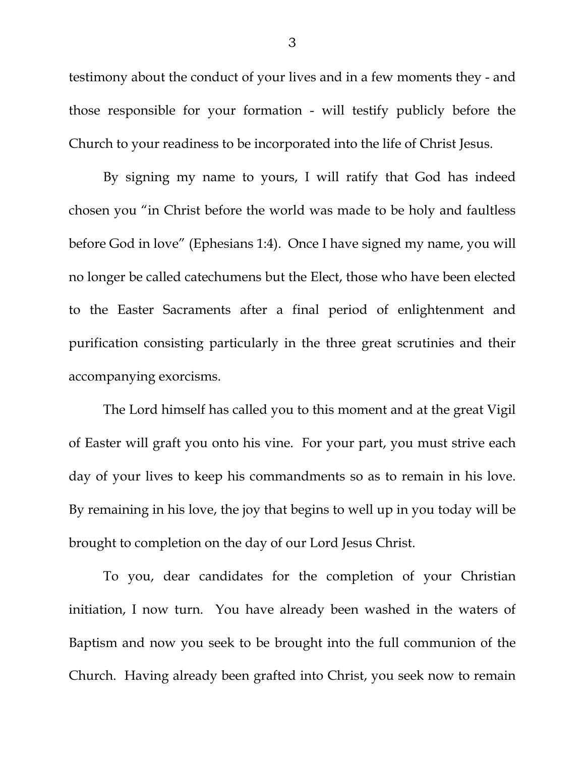testimony about the conduct of your lives and in a few moments they - and those responsible for your formation - will testify publicly before the Church to your readiness to be incorporated into the life of Christ Jesus.

By signing my name to yours, I will ratify that God has indeed chosen you "in Christ before the world was made to be holy and faultless before God in love" (Ephesians 1:4). Once I have signed my name, you will no longer be called catechumens but the Elect, those who have been elected to the Easter Sacraments after a final period of enlightenment and purification consisting particularly in the three great scrutinies and their accompanying exorcisms.

The Lord himself has called you to this moment and at the great Vigil of Easter will graft you onto his vine. For your part, you must strive each day of your lives to keep his commandments so as to remain in his love. By remaining in his love, the joy that begins to well up in you today will be brought to completion on the day of our Lord Jesus Christ.

To you, dear candidates for the completion of your Christian initiation, I now turn. You have already been washed in the waters of Baptism and now you seek to be brought into the full communion of the Church. Having already been grafted into Christ, you seek now to remain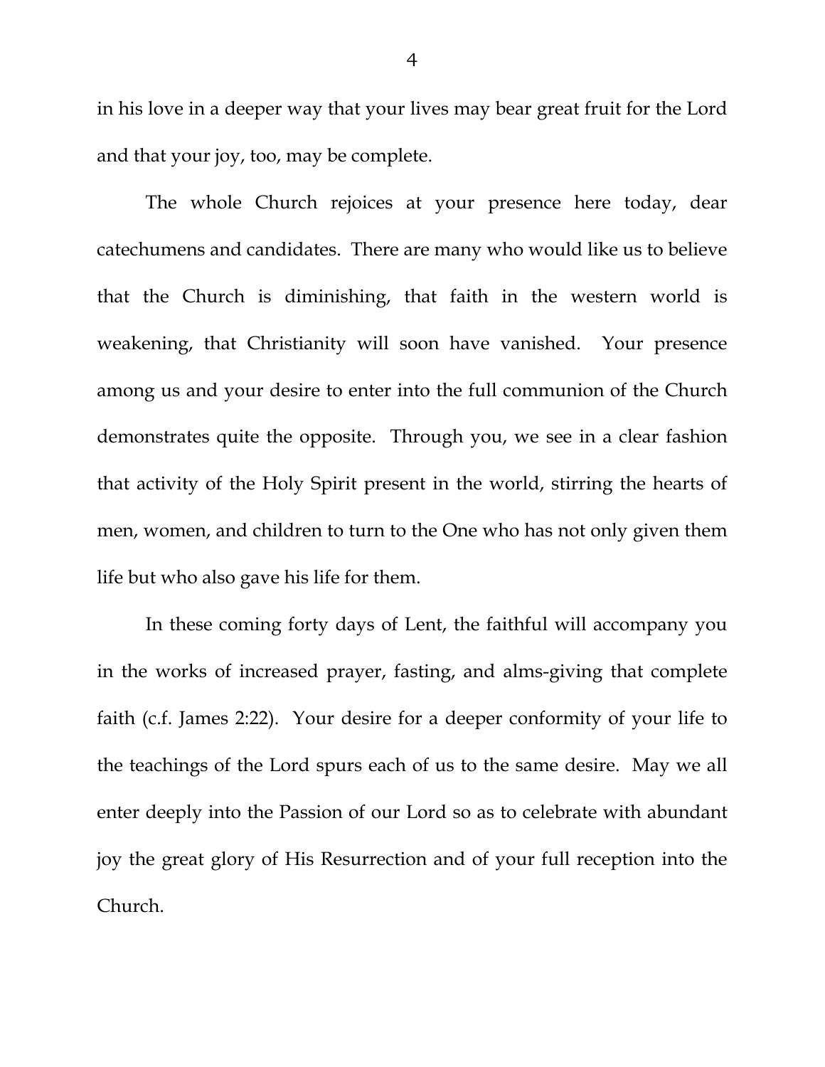in his love in a deeper way that your lives may bear great fruit for the Lord and that your joy, too, may be complete.

The whole Church rejoices at your presence here today, dear catechumens and candidates. There are many who would like us to believe that the Church is diminishing, that faith in the western world is weakening, that Christianity will soon have vanished. Your presence among us and your desire to enter into the full communion of the Church demonstrates quite the opposite. Through you, we see in a clear fashion that activity of the Holy Spirit present in the world, stirring the hearts of men, women, and children to turn to the One who has not only given them life but who also gave his life for them.

In these coming forty days of Lent, the faithful will accompany you in the works of increased prayer, fasting, and alms-giving that complete faith (c.f. James 2:22). Your desire for a deeper conformity of your life to the teachings of the Lord spurs each of us to the same desire. May we all enter deeply into the Passion of our Lord so as to celebrate with abundant joy the great glory of His Resurrection and of your full reception into the Church.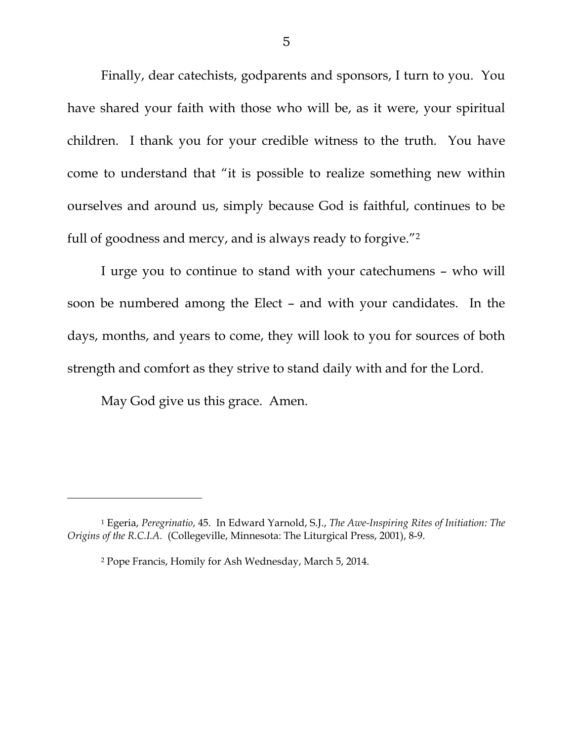Finally, dear catechists, godparents and sponsors, I turn to you. You have shared your faith with those who will be, as it were, your spiritual children. I thank you for your credible witness to the truth. You have come to understand that "it is possible to realize something new within ourselves and around us, simply because God is faithful, continues to be full of goodness and mercy, and is always ready to forgive."[2]

I urge you to continue to stand with your catechumens – who will soon be numbered among the Elect – and with your candidates. In the days, months, and years to come, they will look to you for sources of both strength and comfort as they strive to stand daily with and for the Lord.

May God give us this grace. Amen.

---

[1] Egeria, *Peregrinatio*, 45. In Edward Yarnold, S.J., *The Awe-Inspiring Rites of Initiation: The Origins of the R.C.I.A.* (Collegeville, Minnesota: The Liturgical Press, 2001), 8-9.

[2] Pope Francis, Homily for Ash Wednesday, March 5, 2014.